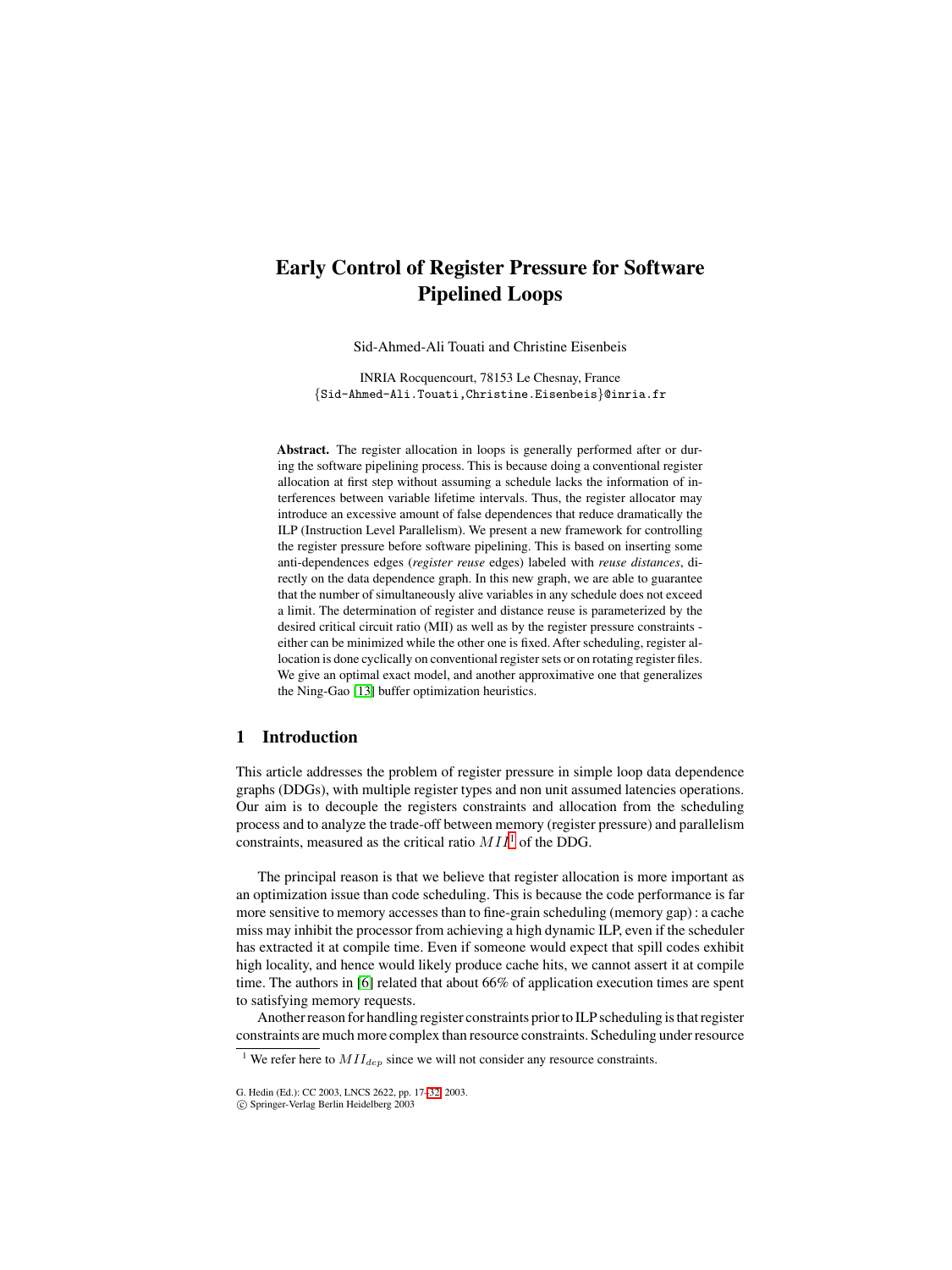# Early Control of Register Pressure for Software Pipelined Loops

Sid-Ahmed-Ali Touati and Christine Eisenbeis

INRIA Rocquencourt, 78153 Le Chesnay, France
{Sid-Ahmed-Ali.Touati,Christine.Eisenbeis}@inria.fr

**Abstract.** The register allocation in loops is generally performed after or during the software pipelining process. This is because doing a conventional register allocation at first step without assuming a schedule lacks the information of interferences between variable lifetime intervals. Thus, the register allocator may introduce an excessive amount of false dependences that reduce dramatically the ILP (Instruction Level Parallelism). We present a new framework for controlling the register pressure before software pipelining. This is based on inserting some anti-dependences edges (*register reuse* edges) labeled with *reuse distances*, directly on the data dependence graph. In this new graph, we are able to guarantee that the number of simultaneously alive variables in any schedule does not exceed a limit. The determination of register and distance reuse is parameterized by the desired critical circuit ratio (MII) as well as by the register pressure constraints - either can be minimized while the other one is fixed. After scheduling, register allocation is done cyclically on conventional register sets or on rotating register files. We give an optimal exact model, and another approximative one that generalizes the Ning-Gao [13] buffer optimization heuristics.

## 1 Introduction

This article addresses the problem of register pressure in simple loop data dependence graphs (DDGs), with multiple register types and non unit assumed latencies operations. Our aim is to decouple the registers constraints and allocation from the scheduling process and to analyze the trade-off between memory (register pressure) and parallelism constraints, measured as the critical ratio $MII$[1] of the DDG.

The principal reason is that we believe that register allocation is more important as an optimization issue than code scheduling. This is because the code performance is far more sensitive to memory accesses than to fine-grain scheduling (memory gap) : a cache miss may inhibit the processor from achieving a high dynamic ILP, even if the scheduler has extracted it at compile time. Even if someone would expect that spill codes exhibit high locality, and hence would likely produce cache hits, we cannot assert it at compile time. The authors in [6] related that about 66% of application execution times are spent to satisfying memory requests.

Another reason for handling register constraints prior to ILP scheduling is that register constraints are much more complex than resource constraints. Scheduling under resource

[1] We refer here to $MII_{dep}$ since we will not consider any resource constraints.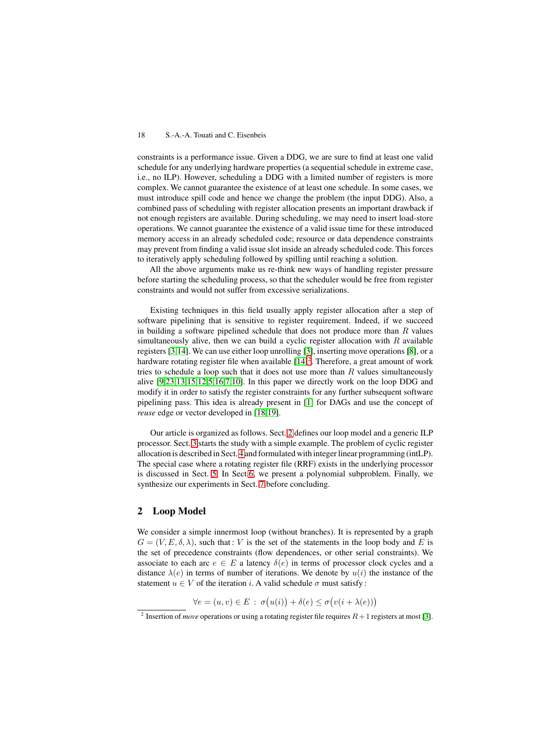constraints is a performance issue. Given a DDG, we are sure to find at least one valid schedule for any underlying hardware properties (a sequential schedule in extreme case, i.e., no ILP). However, scheduling a DDG with a limited number of registers is more complex. We cannot guarantee the existence of at least one schedule. In some cases, we must introduce spill code and hence we change the problem (the input DDG). Also, a combined pass of scheduling with register allocation presents an important drawback if not enough registers are available. During scheduling, we may need to insert load-store operations. We cannot guarantee the existence of a valid issue time for these introduced memory access in an already scheduled code; resource or data dependence constraints may prevent from finding a valid issue slot inside an already scheduled code. This forces to iteratively apply scheduling followed by spilling until reaching a solution.

All the above arguments make us re-think new ways of handling register pressure before starting the scheduling process, so that the scheduler would be free from register constraints and would not suffer from excessive serializations.

Existing techniques in this field usually apply register allocation after a step of software pipelining that is sensitive to register requirement. Indeed, if we succeed in building a software pipelined schedule that does not produce more than $R$ values simultaneously alive, then we can build a cyclic register allocation with $R$ available registers [3,14]. We can use either loop unrolling [3], inserting move operations [8], or a hardware rotating register file when available [14][2]. Therefore, a great amount of work tries to schedule a loop such that it does not use more than $R$ values simultaneously alive [9,23,13,15,12,5,16,7,10]. In this paper we directly work on the loop DDG and modify it in order to satisfy the register constraints for any further subsequent software pipelining pass. This idea is already present in [1] for DAGs and use the concept of *reuse* edge or vector developed in [18,19].

Our article is organized as follows. Sect. 2 defines our loop model and a generic ILP processor. Sect. 3 starts the study with a simple example. The problem of cyclic register allocation is described in Sect. 4 and formulated with integer linear programming (intLP). The special case where a rotating register file (RRF) exists in the underlying processor is discussed in Sect. 5. In Sect. 6, we present a polynomial subproblem. Finally, we synthesize our experiments in Sect. 7 before concluding.

## 2 Loop Model

We consider a simple innermost loop (without branches). It is represented by a graph $G = (V, E, \delta, \lambda)$, such that: $V$ is the set of the statements in the loop body and $E$ is the set of precedence constraints (flow dependences, or other serial constraints). We associate to each arc $e \in E$ a latency $\delta(e)$ in terms of processor clock cycles and a distance $\lambda(e)$ in terms of number of iterations. We denote by $u(i)$ the instance of the statement $u \in V$ of the iteration $i$. A valid schedule $\sigma$ must satisfy:

$$\forall e = (u, v) \in E \; : \; \sigma\big(u(i)\big) + \delta(e) \leq \sigma\big(v(i + \lambda(e))\big)$$

[2] Insertion of *move* operations or using a rotating register file requires $R+1$ registers at most [3].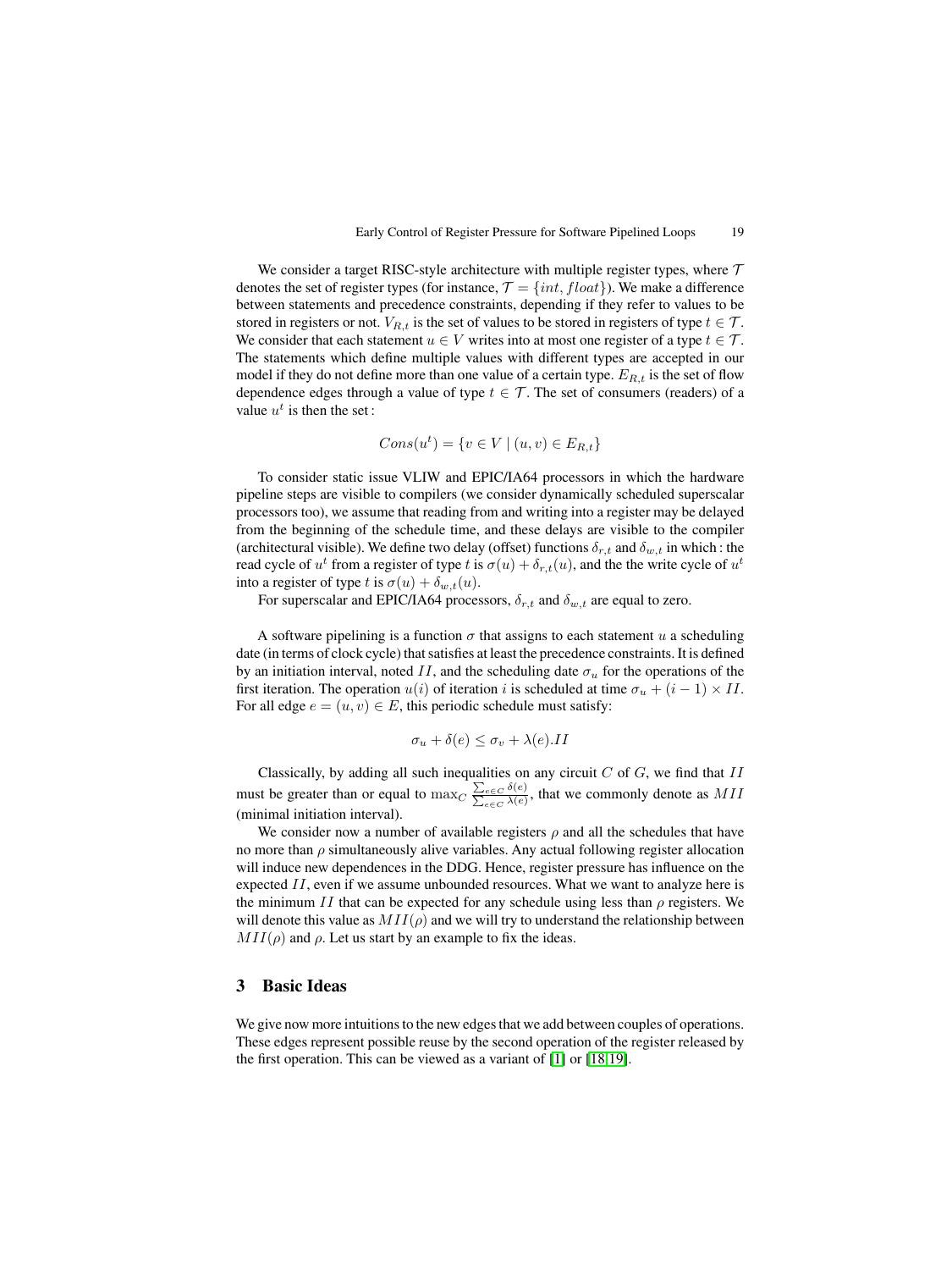We consider a target RISC-style architecture with multiple register types, where $\mathcal{T}$ denotes the set of register types (for instance, $\mathcal{T} = \{int, float\}$). We make a difference between statements and precedence constraints, depending if they refer to values to be stored in registers or not. $V_{R,t}$ is the set of values to be stored in registers of type $t \in \mathcal{T}$. We consider that each statement $u \in V$ writes into at most one register of a type $t \in \mathcal{T}$. The statements which define multiple values with different types are accepted in our model if they do not define more than one value of a certain type. $E_{R,t}$ is the set of flow dependence edges through a value of type $t \in \mathcal{T}$. The set of consumers (readers) of a value $u^t$ is then the set :

$$Cons(u^t) = \{v \in V \mid (u, v) \in E_{R,t}\}$$

To consider static issue VLIW and EPIC/IA64 processors in which the hardware pipeline steps are visible to compilers (we consider dynamically scheduled superscalar processors too), we assume that reading from and writing into a register may be delayed from the beginning of the schedule time, and these delays are visible to the compiler (architectural visible). We define two delay (offset) functions $\delta_{r,t}$ and $\delta_{w,t}$ in which : the read cycle of $u^t$ from a register of type $t$ is $\sigma(u) + \delta_{r,t}(u)$, and the the write cycle of $u^t$ into a register of type $t$ is $\sigma(u) + \delta_{w,t}(u)$.

For superscalar and EPIC/IA64 processors, $\delta_{r,t}$ and $\delta_{w,t}$ are equal to zero.

A software pipelining is a function $\sigma$ that assigns to each statement $u$ a scheduling date (in terms of clock cycle) that satisfies at least the precedence constraints. It is defined by an initiation interval, noted $II$, and the scheduling date $\sigma_u$ for the operations of the first iteration. The operation $u(i)$ of iteration $i$ is scheduled at time $\sigma_u + (i-1) \times II$. For all edge $e = (u, v) \in E$, this periodic schedule must satisfy:

$$\sigma_u + \delta(e) \leq \sigma_v + \lambda(e).II$$

Classically, by adding all such inequalities on any circuit $C$ of $G$, we find that $II$ must be greater than or equal to $\max_C \frac{\sum_{e \in C} \delta(e)}{\sum_{e \in C} \lambda(e)}$, that we commonly denote as $MII$ (minimal initiation interval).

We consider now a number of available registers $\rho$ and all the schedules that have no more than $\rho$ simultaneously alive variables. Any actual following register allocation will induce new dependences in the DDG. Hence, register pressure has influence on the expected $II$, even if we assume unbounded resources. What we want to analyze here is the minimum $II$ that can be expected for any schedule using less than $\rho$ registers. We will denote this value as $MII(\rho)$ and we will try to understand the relationship between $MII(\rho)$ and $\rho$. Let us start by an example to fix the ideas.

## 3 Basic Ideas

We give now more intuitions to the new edges that we add between couples of operations. These edges represent possible reuse by the second operation of the register released by the first operation. This can be viewed as a variant of [1] or [18,19].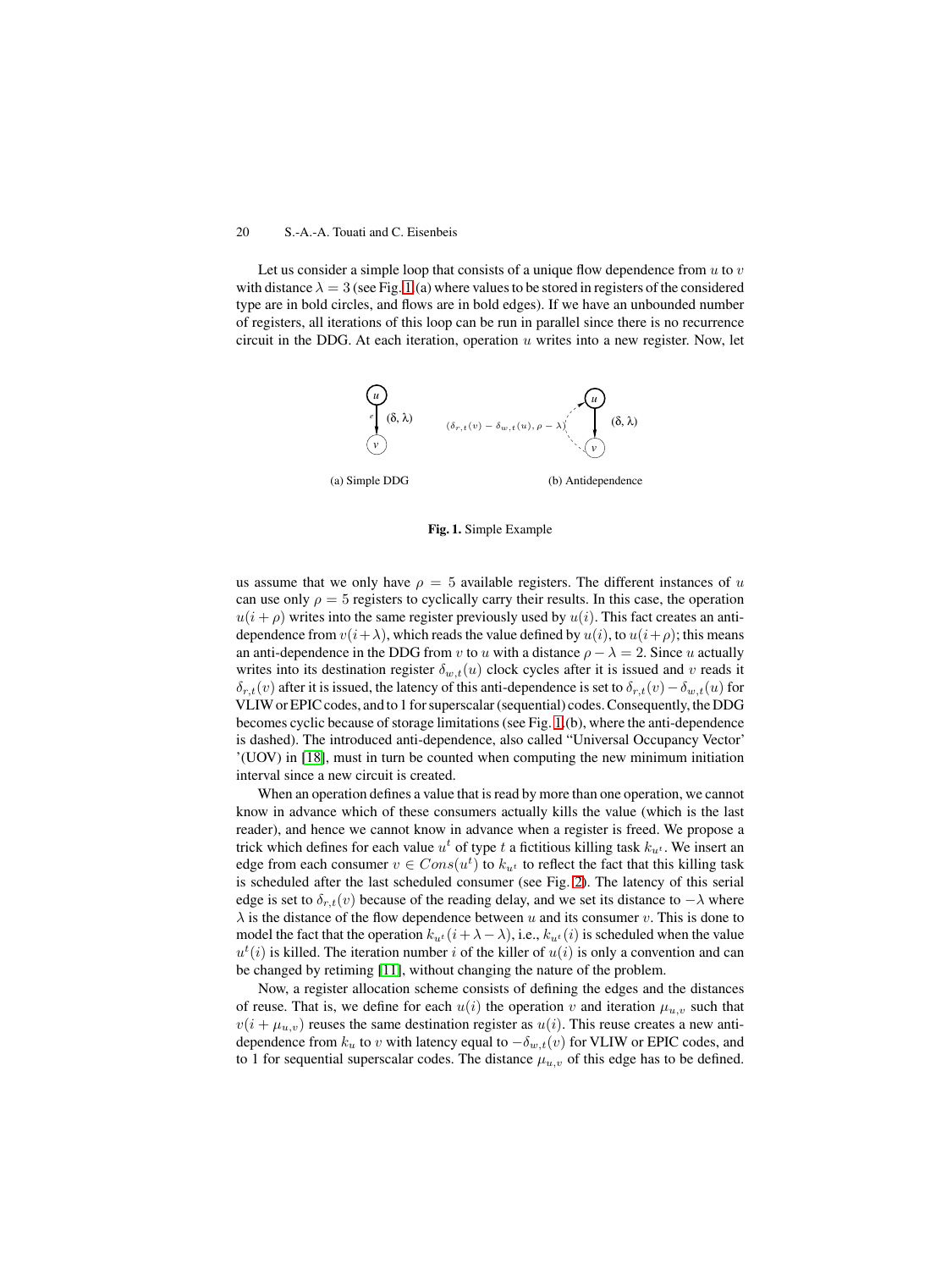Let us consider a simple loop that consists of a unique flow dependence from $u$ to $v$ with distance $\lambda = 3$ (see Fig. 1(a) where values to be stored in registers of the considered type are in bold circles, and flows are in bold edges). If we have an unbounded number of registers, all iterations of this loop can be run in parallel since there is no recurrence circuit in the DDG. At each iteration, operation $u$ writes into a new register. Now, let

(a) Simple DDG

(b) Antidependence

**Fig. 1.** Simple Example

us assume that we only have $\rho = 5$ available registers. The different instances of $u$ can use only $\rho = 5$ registers to cyclically carry their results. In this case, the operation $u(i + \rho)$ writes into the same register previously used by $u(i)$. This fact creates an anti-dependence from $v(i+\lambda)$, which reads the value defined by $u(i)$, to $u(i+\rho)$; this means an anti-dependence in the DDG from $v$ to $u$ with a distance $\rho - \lambda = 2$. Since $u$ actually writes into its destination register $\delta_{w,t}(u)$ clock cycles after it is issued and $v$ reads it $\delta_{r,t}(v)$ after it is issued, the latency of this anti-dependence is set to $\delta_{r,t}(v) - \delta_{w,t}(u)$ for VLIW or EPIC codes, and to 1 for superscalar (sequential) codes. Consequently, the DDG becomes cyclic because of storage limitations (see Fig. 1(b), where the anti-dependence is dashed). The introduced anti-dependence, also called "Universal Occupancy Vector" '(UOV) in [18], must in turn be counted when computing the new minimum initiation interval since a new circuit is created.

When an operation defines a value that is read by more than one operation, we cannot know in advance which of these consumers actually kills the value (which is the last reader), and hence we cannot know in advance when a register is freed. We propose a trick which defines for each value $u^t$ of type $t$ a fictitious killing task $k_{u^t}$. We insert an edge from each consumer $v \in Cons(u^t)$ to $k_{u^t}$ to reflect the fact that this killing task is scheduled after the last scheduled consumer (see Fig. 2). The latency of this serial edge is set to $\delta_{r,t}(v)$ because of the reading delay, and we set its distance to $-\lambda$ where $\lambda$ is the distance of the flow dependence between $u$ and its consumer $v$. This is done to model the fact that the operation $k_{u^t}(i + \lambda - \lambda)$, i.e., $k_{u^t}(i)$ is scheduled when the value $u^t(i)$ is killed. The iteration number $i$ of the killer of $u(i)$ is only a convention and can be changed by retiming [11], without changing the nature of the problem.

Now, a register allocation scheme consists of defining the edges and the distances of reuse. That is, we define for each $u(i)$ the operation $v$ and iteration $\mu_{u,v}$ such that $v(i + \mu_{u,v})$ reuses the same destination register as $u(i)$. This reuse creates a new anti-dependence from $k_u$ to $v$ with latency equal to $-\delta_{w,t}(v)$ for VLIW or EPIC codes, and to 1 for sequential superscalar codes. The distance $\mu_{u,v}$ of this edge has to be defined.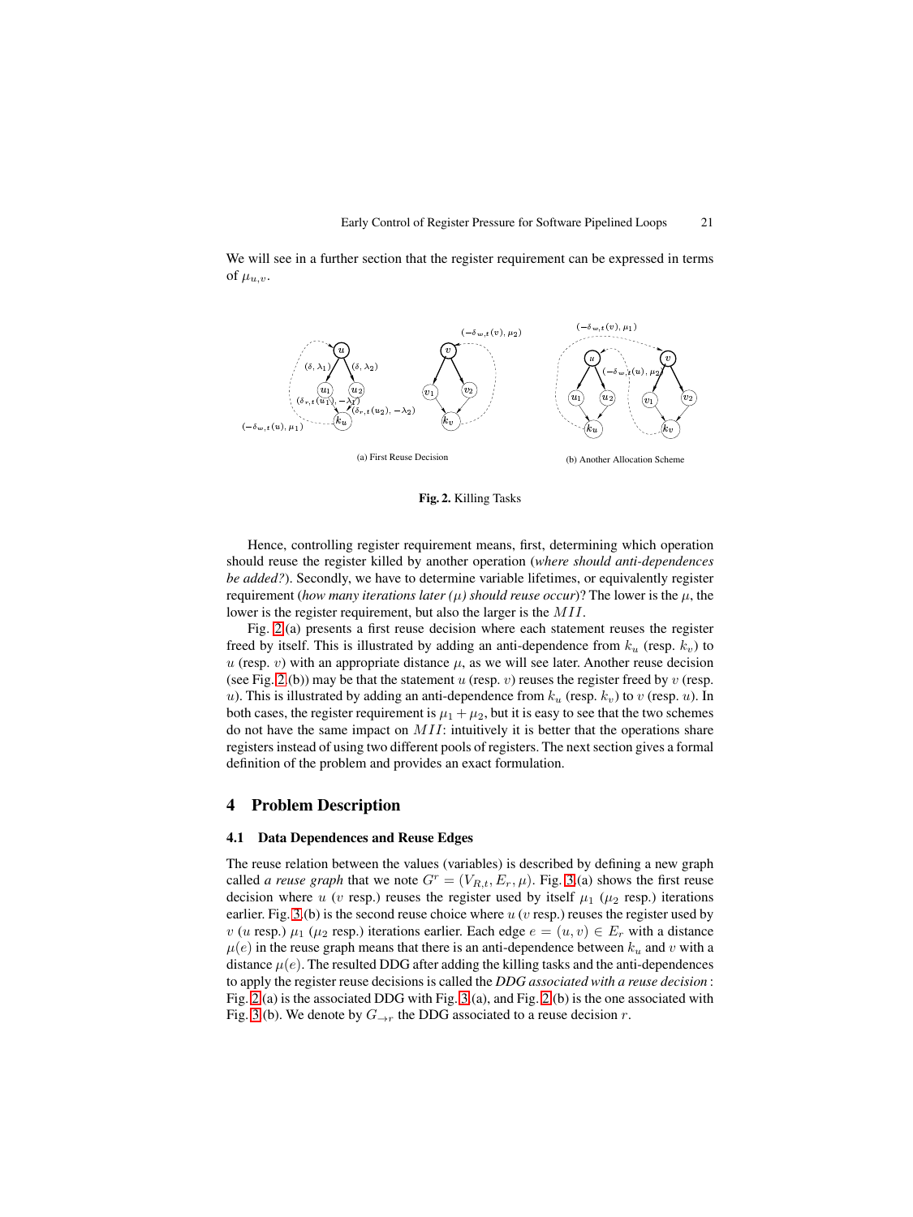We will see in a further section that the register requirement can be expressed in terms of $\mu_{u,v}$.

(a) First Reuse Decision

(b) Another Allocation Scheme

**Fig. 2.** Killing Tasks

Hence, controlling register requirement means, first, determining which operation should reuse the register killed by another operation (*where should anti-dependences be added?*). Secondly, we have to determine variable lifetimes, or equivalently register requirement (*how many iterations later ($\mu$) should reuse occur*)? The lower is the $\mu$, the lower is the register requirement, but also the larger is the $MII$.

Fig. 2(a) presents a first reuse decision where each statement reuses the register freed by itself. This is illustrated by adding an anti-dependence from $k_u$ (resp. $k_v$) to $u$ (resp. $v$) with an appropriate distance $\mu$, as we will see later. Another reuse decision (see Fig. 2(b)) may be that the statement $u$ (resp. $v$) reuses the register freed by $v$ (resp. $u$). This is illustrated by adding an anti-dependence from $k_u$ (resp. $k_v$) to $v$ (resp. $u$). In both cases, the register requirement is $\mu_1 + \mu_2$, but it is easy to see that the two schemes do not have the same impact on $MII$: intuitively it is better that the operations share registers instead of using two different pools of registers. The next section gives a formal definition of the problem and provides an exact formulation.

## 4 Problem Description

### 4.1 Data Dependences and Reuse Edges

The reuse relation between the values (variables) is described by defining a new graph called *a reuse graph* that we note $G^r = (V_{R,t}, E_r, \mu)$. Fig. 3(a) shows the first reuse decision where $u$ ($v$ resp.) reuses the register used by itself $\mu_1$ ($\mu_2$ resp.) iterations earlier. Fig. 3(b) is the second reuse choice where $u$ ($v$ resp.) reuses the register used by $v$ ($u$ resp.) $\mu_1$ ($\mu_2$ resp.) iterations earlier. Each edge $e = (u, v) \in E_r$ with a distance $\mu(e)$ in the reuse graph means that there is an anti-dependence between $k_u$ and $v$ with a distance $\mu(e)$. The resulted DDG after adding the killing tasks and the anti-dependences to apply the register reuse decisions is called the ***DDG associated with a reuse decision***: Fig. 2(a) is the associated DDG with Fig. 3(a), and Fig. 2(b) is the one associated with Fig. 3(b). We denote by $G_{\rightarrow r}$ the DDG associated to a reuse decision $r$.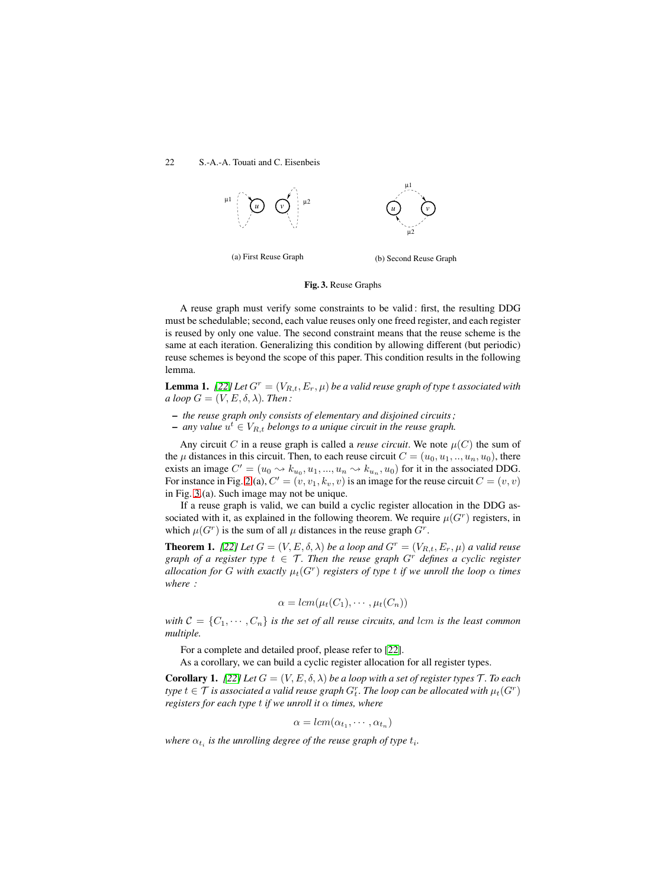(a) First Reuse Graph

(b) Second Reuse Graph

**Fig. 3.** Reuse Graphs

A reuse graph must verify some constraints to be valid : first, the resulting DDG must be schedulable; second, each value reuses only one freed register, and each register is reused by only one value. The second constraint means that the reuse scheme is the same at each iteration. Generalizing this condition by allowing different (but periodic) reuse schemes is beyond the scope of this paper. This condition results in the following lemma.

**Lemma 1.** *[22] Let $G^r = (V_{R,t}, E_r, \mu)$ be a valid reuse graph of type $t$ associated with a loop $G = (V, E, \delta, \lambda)$. Then :*

- *the reuse graph only consists of elementary and disjoined circuits ;*
- *any value $u^t \in V_{R,t}$ belongs to a unique circuit in the reuse graph.*

Any circuit $C$ in a reuse graph is called a *reuse circuit*. We note $\mu(C)$ the sum of the $\mu$ distances in this circuit. Then, to each reuse circuit $C = (u_0, u_1, .., u_n, u_0)$, there exists an image $C' = (u_0 \rightsquigarrow k_{u_0}, u_1, ..., u_n \rightsquigarrow k_{u_n}, u_0)$ for it in the associated DDG. For instance in Fig. 2 (a), $C' = (v, v_1, k_v, v)$ is an image for the reuse circuit $C = (v, v)$ in Fig. 3 (a). Such image may not be unique.

If a reuse graph is valid, we can build a cyclic register allocation in the DDG associated with it, as explained in the following theorem. We require $\mu(G^r)$ registers, in which $\mu(G^r)$ is the sum of all $\mu$ distances in the reuse graph $G^r$.

**Theorem 1.** *[22] Let $G = (V, E, \delta, \lambda)$ be a loop and $G^r = (V_{R,t}, E_r, \mu)$ a valid reuse graph of a register type $t \in \mathcal{T}$. Then the reuse graph $G^r$ defines a cyclic register allocation for $G$ with exactly $\mu_t(G^r)$ registers of type $t$ if we unroll the loop $\alpha$ times where :*

$$\alpha = lcm(\mu_t(C_1), \cdots, \mu_t(C_n))$$

*with $\mathcal{C} = \{C_1, \cdots, C_n\}$ is the set of all reuse circuits, and $lcm$ is the least common multiple.*

For a complete and detailed proof, please refer to [22].

As a corollary, we can build a cyclic register allocation for all register types.

**Corollary 1.** *[22] Let $G = (V, E, \delta, \lambda)$ be a loop with a set of register types $\mathcal{T}$. To each type $t \in \mathcal{T}$ is associated a valid reuse graph $G^r_t$. The loop can be allocated with $\mu_t(G^r)$ registers for each type $t$ if we unroll it $\alpha$ times, where*

$$\alpha = lcm(\alpha_{t_1}, \cdots, \alpha_{t_n})$$

*where $\alpha_{t_i}$ is the unrolling degree of the reuse graph of type $t_i$.*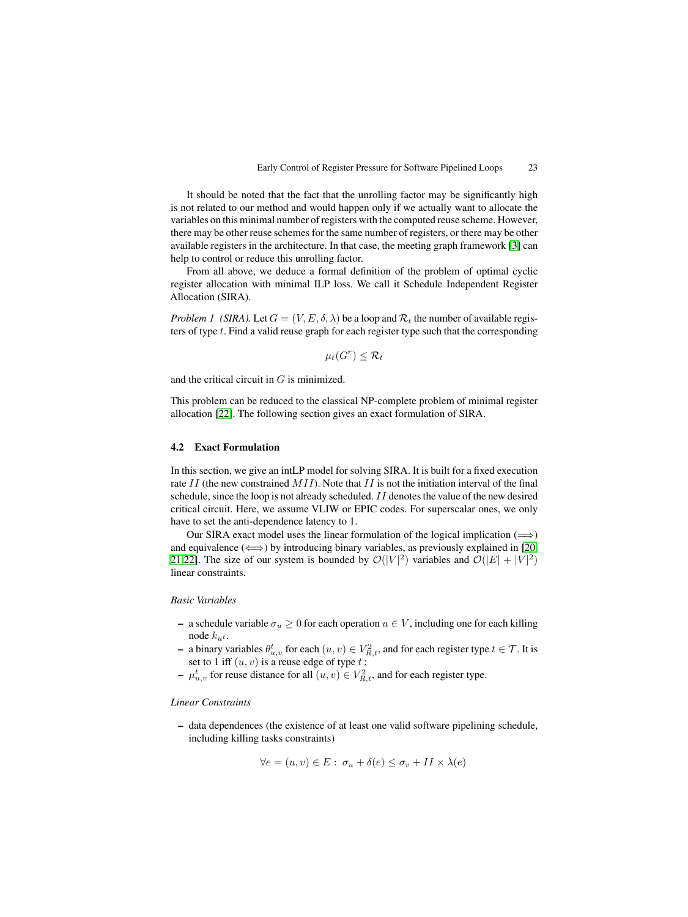It should be noted that the fact that the unrolling factor may be significantly high is not related to our method and would happen only if we actually want to allocate the variables on this minimal number of registers with the computed reuse scheme. However, there may be other reuse schemes for the same number of registers, or there may be other available registers in the architecture. In that case, the meeting graph framework [3] can help to control or reduce this unrolling factor.

From all above, we deduce a formal definition of the problem of optimal cyclic register allocation with minimal ILP loss. We call it Schedule Independent Register Allocation (SIRA).

*Problem 1 (SIRA).* Let $G = (V, E, \delta, \lambda)$ be a loop and $\mathcal{R}_t$ the number of available registers of type $t$. Find a valid reuse graph for each register type such that the corresponding

$$\mu_t(G^r) \leq \mathcal{R}_t$$

and the critical circuit in $G$ is minimized.

This problem can be reduced to the classical NP-complete problem of minimal register allocation [22]. The following section gives an exact formulation of SIRA.

### 4.2 Exact Formulation

In this section, we give an intLP model for solving SIRA. It is built for a fixed execution rate $II$ (the new constrained $MII$). Note that $II$ is not the initiation interval of the final schedule, since the loop is not already scheduled. $II$ denotes the value of the new desired critical circuit. Here, we assume VLIW or EPIC codes. For superscalar ones, we only have to set the anti-dependence latency to 1.

Our SIRA exact model uses the linear formulation of the logical implication ($\Longrightarrow$) and equivalence ($\Longleftrightarrow$) by introducing binary variables, as previously explained in [20, 21,22]. The size of our system is bounded by $\mathcal{O}(|V|^2)$ variables and $\mathcal{O}(|E| + |V|^2)$ linear constraints.

*Basic Variables*

- a schedule variable $\sigma_u \geq 0$ for each operation $u \in V$, including one for each killing node $k_{u^t}$.
- a binary variables $\theta^t_{u,v}$ for each $(u, v) \in V^2_{R,t}$, and for each register type $t \in \mathcal{T}$. It is set to 1 iff $(u, v)$ is a reuse edge of type $t$ ;
- $\mu^t_{u,v}$ for reuse distance for all $(u, v) \in V^2_{R,t}$, and for each register type.

*Linear Constraints*

- data dependences (the existence of at least one valid software pipelining schedule, including killing tasks constraints)

$$\forall e = (u, v) \in E : \ \sigma_u + \delta(e) \leq \sigma_v + II \times \lambda(e)$$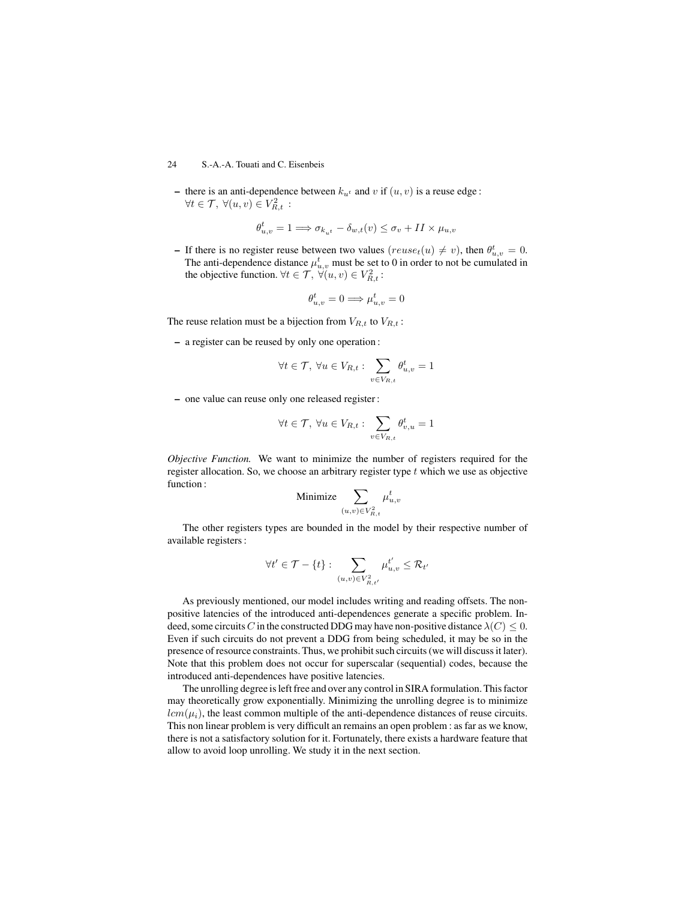– there is an anti-dependence between $k_{u^t}$ and $v$ if $(u, v)$ is a reuse edge : $\forall t \in \mathcal{T},\ \forall (u,v) \in V_{R,t}^2$ :

$$\theta_{u,v}^t = 1 \Longrightarrow \sigma_{k_{u^t}} - \delta_{w,t}(v) \leq \sigma_v + II \times \mu_{u,v}$$

– If there is no register reuse between two values ($reuse_t(u) \neq v$), then $\theta_{u,v}^t = 0$. The anti-dependence distance $\mu_{u,v}^t$ must be set to 0 in order to not be cumulated in the objective function. $\forall t \in \mathcal{T},\ \forall (u,v) \in V_{R,t}^2$ :

$$\theta_{u,v}^t = 0 \Longrightarrow \mu_{u,v}^t = 0$$

The reuse relation must be a bijection from $V_{R,t}$ to $V_{R,t}$ :

– a register can be reused by only one operation :

$$\forall t \in \mathcal{T},\ \forall u \in V_{R,t} : \sum_{v \in V_{R,t}} \theta_{u,v}^t = 1$$

– one value can reuse only one released register :

$$\forall t \in \mathcal{T},\ \forall u \in V_{R,t} : \sum_{v \in V_{R,t}} \theta_{v,u}^t = 1$$

*Objective Function.* We want to minimize the number of registers required for the register allocation. So, we choose an arbitrary register type $t$ which we use as objective function :

$$\text{Minimize} \sum_{(u,v) \in V_{R,t}^2} \mu_{u,v}^t$$

The other registers types are bounded in the model by their respective number of available registers :

$$\forall t' \in \mathcal{T} - \{t\} : \sum_{(u,v) \in V_{R,t'}^2} \mu_{u,v}^{t'} \leq \mathcal{R}_{t'}$$

As previously mentioned, our model includes writing and reading offsets. The non-positive latencies of the introduced anti-dependences generate a specific problem. Indeed, some circuits $C$ in the constructed DDG may have non-positive distance $\lambda(C) \leq 0$. Even if such circuits do not prevent a DDG from being scheduled, it may be so in the presence of resource constraints. Thus, we prohibit such circuits (we will discuss it later). Note that this problem does not occur for superscalar (sequential) codes, because the introduced anti-dependences have positive latencies.

The unrolling degree is left free and over any control in SIRA formulation. This factor may theoretically grow exponentially. Minimizing the unrolling degree is to minimize $lcm(\mu_i)$, the least common multiple of the anti-dependence distances of reuse circuits. This non linear problem is very difficult an remains an open problem : as far as we know, there is not a satisfactory solution for it. Fortunately, there exists a hardware feature that allow to avoid loop unrolling. We study it in the next section.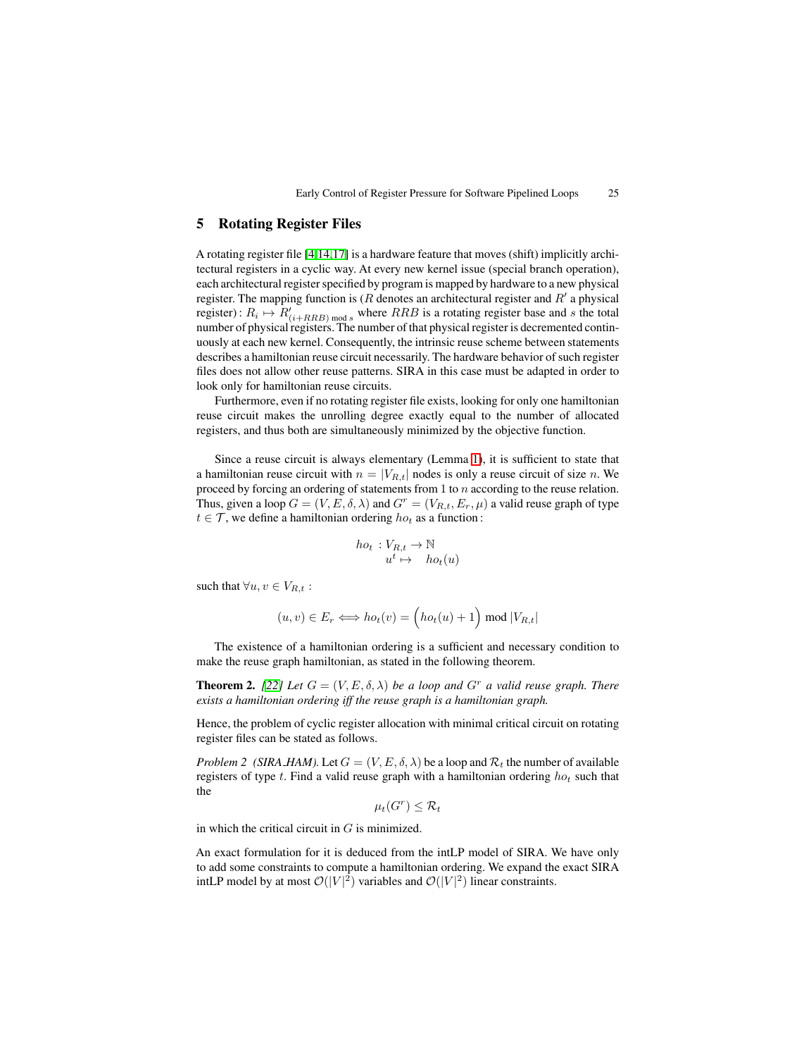## 5 Rotating Register Files

A rotating register file [4,14,17] is a hardware feature that moves (shift) implicitly architectural registers in a cyclic way. At every new kernel issue (special branch operation), each architectural register specified by program is mapped by hardware to a new physical register. The mapping function is ($R$ denotes an architectural register and $R'$ a physical register) : $R_i \mapsto R'_{(i+RRB) \bmod s}$ where $RRB$ is a rotating register base and $s$ the total number of physical registers. The number of that physical register is decremented continuously at each new kernel. Consequently, the intrinsic reuse scheme between statements describes a hamiltonian reuse circuit necessarily. The hardware behavior of such register files does not allow other reuse patterns. SIRA in this case must be adapted in order to look only for hamiltonian reuse circuits.

Furthermore, even if no rotating register file exists, looking for only one hamiltonian reuse circuit makes the unrolling degree exactly equal to the number of allocated registers, and thus both are simultaneously minimized by the objective function.

Since a reuse circuit is always elementary (Lemma 1), it is sufficient to state that a hamiltonian reuse circuit with $n = |V_{R,t}|$ nodes is only a reuse circuit of size $n$. We proceed by forcing an ordering of statements from 1 to $n$ according to the reuse relation. Thus, given a loop $G = (V, E, \delta, \lambda)$ and $G^r = (V_{R,t}, E_r, \mu)$ a valid reuse graph of type $t \in \mathcal{T}$, we define a hamiltonian ordering $ho_t$ as a function :

$$
\begin{aligned}
ho_t \; : V_{R,t} &\rightarrow \mathbb{N} \\
u^t &\mapsto \quad ho_t(u)
\end{aligned}
$$

such that $\forall u, v \in V_{R,t}$ :

$$
(u, v) \in E_r \Longleftrightarrow ho_t(v) = \Big( ho_t(u) + 1 \Big) \bmod |V_{R,t}|
$$

The existence of a hamiltonian ordering is a sufficient and necessary condition to make the reuse graph hamiltonian, as stated in the following theorem.

**Theorem 2.** *[22] Let $G = (V, E, \delta, \lambda)$ be a loop and $G^r$ a valid reuse graph. There exists a hamiltonian ordering iff the reuse graph is a hamiltonian graph.*

Hence, the problem of cyclic register allocation with minimal critical circuit on rotating register files can be stated as follows.

*Problem 2 (SIRA_HAM).* Let $G = (V, E, \delta, \lambda)$ be a loop and $\mathcal{R}_t$ the number of available registers of type $t$. Find a valid reuse graph with a hamiltonian ordering $ho_t$ such that the

$$
\mu_t(G^r) \leq \mathcal{R}_t
$$

in which the critical circuit in $G$ is minimized.

An exact formulation for it is deduced from the intLP model of SIRA. We have only to add some constraints to compute a hamiltonian ordering. We expand the exact SIRA intLP model by at most $\mathcal{O}(|V|^2)$ variables and $\mathcal{O}(|V|^2)$ linear constraints.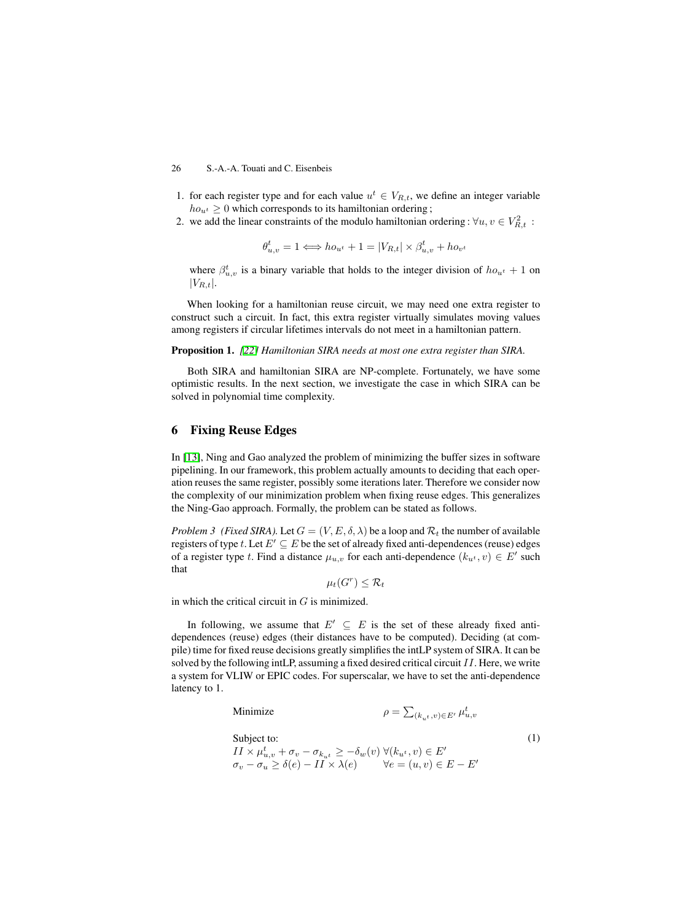1. for each register type and for each value $u^t \in V_{R,t}$, we define an integer variable $ho_{u^t} \geq 0$ which corresponds to its hamiltonian ordering ;
2. we add the linear constraints of the modulo hamiltonian ordering : $\forall u, v \in V_{R,t}^2$ :

$$\theta_{u,v}^t = 1 \Longleftrightarrow ho_{u^t} + 1 = |V_{R,t}| \times \beta_{u,v}^t + ho_{v^t}$$

where $\beta_{u,v}^t$ is a binary variable that holds to the integer division of $ho_{u^t} + 1$ on $|V_{R,t}|$.

When looking for a hamiltonian reuse circuit, we may need one extra register to construct such a circuit. In fact, this extra register virtually simulates moving values among registers if circular lifetimes intervals do not meet in a hamiltonian pattern.

**Proposition 1.** *[22] Hamiltonian SIRA needs at most one extra register than SIRA.*

Both SIRA and hamiltonian SIRA are NP-complete. Fortunately, we have some optimistic results. In the next section, we investigate the case in which SIRA can be solved in polynomial time complexity.

## 6 Fixing Reuse Edges

In [13], Ning and Gao analyzed the problem of minimizing the buffer sizes in software pipelining. In our framework, this problem actually amounts to deciding that each operation reuses the same register, possibly some iterations later. Therefore we consider now the complexity of our minimization problem when fixing reuse edges. This generalizes the Ning-Gao approach. Formally, the problem can be stated as follows.

*Problem 3 (Fixed SIRA).* Let $G = (V, E, \delta, \lambda)$ be a loop and $\mathcal{R}_t$ the number of available registers of type $t$. Let $E' \subseteq E$ be the set of already fixed anti-dependences (reuse) edges of a register type $t$. Find a distance $\mu_{u,v}$ for each anti-dependence $(k_{u^t}, v) \in E'$ such that

$$\mu_t(G^r) \leq \mathcal{R}_t$$

in which the critical circuit in $G$ is minimized.

In following, we assume that $E' \subseteq E$ is the set of these already fixed anti-dependences (reuse) edges (their distances have to be computed). Deciding (at compile) time for fixed reuse decisions greatly simplifies the intLP system of SIRA. It can be solved by the following intLP, assuming a fixed desired critical circuit $II$. Here, we write a system for VLIW or EPIC codes. For superscalar, we have to set the anti-dependence latency to 1.

$$
\begin{array}{ll}
\text{Minimize} & \rho = \sum_{(k_{u^t}, v) \in E'} \mu_{u,v}^t \\
\text{Subject to:} & \\
II \times \mu_{u,v}^t + \sigma_v - \sigma_{k_{u^t}} \geq -\delta_w(v) & \forall (k_{u^t}, v) \in E' \\
\sigma_v - \sigma_u \geq \delta(e) - II \times \lambda(e) & \forall e = (u, v) \in E - E'
\end{array}
\qquad (1)
$$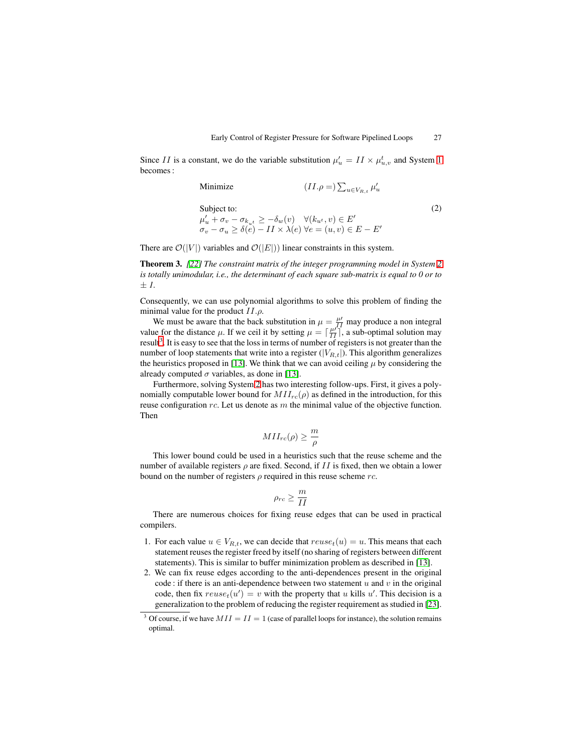Since $II$ is a constant, we do the variable substitution $\mu'_u = II \times \mu^t_{u,v}$ and System 1 becomes :

$$
\begin{array}{lr}
\text{Minimize} & (II.\rho =) \sum_{u \in V_{R,t}} \mu'_u \\
 & \\
\text{Subject to:} & \\
\mu'_u + \sigma_v - \sigma_{k_{u^t}} \geq -\delta_w(v) \quad \forall (k_{u^t}, v) \in E' & \\
\sigma_v - \sigma_u \geq \delta(e) - II \times \lambda(e) \ \forall e = (u, v) \in E - E' &
\end{array}
\tag{2}
$$

There are $\mathcal{O}(|V|)$ variables and $\mathcal{O}(|E|)$) linear constraints in this system.

**Theorem 3.** *[22] The constraint matrix of the integer programming model in System 2 is totally unimodular, i.e., the determinant of each square sub-matrix is equal to 0 or to ± 1.*

Consequently, we can use polynomial algorithms to solve this problem of finding the minimal value for the product $II.\rho$.

We must be aware that the back substitution in $\mu = \frac{\mu'}{II}$ may produce a non integral value for the distance $\mu$. If we ceil it by setting $\mu = \lceil \frac{\mu'}{II} \rceil$, a sub-optimal solution may result[3]. It is easy to see that the loss in terms of number of registers is not greater than the number of loop statements that write into a register ($|V_{R,t}|$). This algorithm generalizes the heuristics proposed in [13]. We think that we can avoid ceiling $\mu$ by considering the already computed $\sigma$ variables, as done in [13].

Furthermore, solving System 2 has two interesting follow-ups. First, it gives a polynomially computable lower bound for $MII_{rc}(\rho)$ as defined in the introduction, for this reuse configuration $rc$. Let us denote as $m$ the minimal value of the objective function. Then

$$MII_{rc}(\rho) \geq \frac{m}{\rho}$$

This lower bound could be used in a heuristics such that the reuse scheme and the number of available registers $\rho$ are fixed. Second, if $II$ is fixed, then we obtain a lower bound on the number of registers $\rho$ required in this reuse scheme $rc$.

$$\rho_{rc} \geq \frac{m}{II}$$

There are numerous choices for fixing reuse edges that can be used in practical compilers.

1. For each value $u \in V_{R,t}$, we can decide that $reuse_t(u) = u$. This means that each statement reuses the register freed by itself (no sharing of registers between different statements). This is similar to buffer minimization problem as described in [13].
2. We can fix reuse edges according to the anti-dependences present in the original code : if there is an anti-dependence between two statement $u$ and $v$ in the original code, then fix $reuse_t(u') = v$ with the property that $u$ kills $u'$. This decision is a generalization to the problem of reducing the register requirement as studied in [23].

[3] Of course, if we have $MII = II = 1$ (case of parallel loops for instance), the solution remains optimal.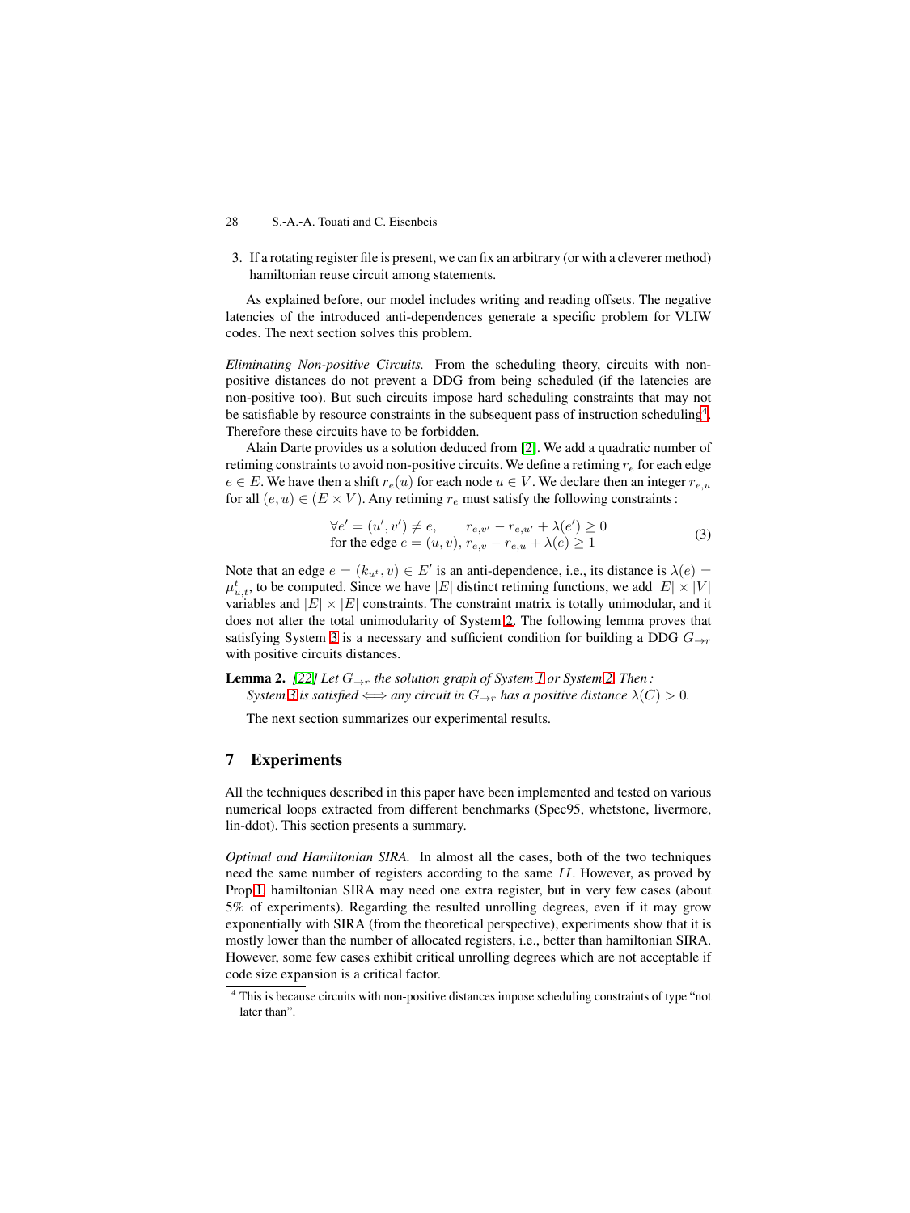3. If a rotating register file is present, we can fix an arbitrary (or with a cleverer method) hamiltonian reuse circuit among statements.

As explained before, our model includes writing and reading offsets. The negative latencies of the introduced anti-dependences generate a specific problem for VLIW codes. The next section solves this problem.

*Eliminating Non-positive Circuits.* From the scheduling theory, circuits with non-positive distances do not prevent a DDG from being scheduled (if the latencies are non-positive too). But such circuits impose hard scheduling constraints that may not be satisfiable by resource constraints in the subsequent pass of instruction scheduling[4]. Therefore these circuits have to be forbidden.

Alain Darte provides us a solution deduced from [2]. We add a quadratic number of retiming constraints to avoid non-positive circuits. We define a retiming $r_e$ for each edge $e \in E$. We have then a shift $r_e(u)$ for each node $u \in V$. We declare then an integer $r_{e,u}$ for all $(e,u) \in (E \times V)$. Any retiming $r_e$ must satisfy the following constraints:

$$
\begin{array}{ll}
\forall e' = (u', v') \neq e, & r_{e,v'} - r_{e,u'} + \lambda(e') \geq 0 \\
\text{for the edge } e = (u, v), & r_{e,v} - r_{e,u} + \lambda(e) \geq 1
\end{array}
\tag{3}
$$

Note that an edge $e = (k_{u^t}, v) \in E'$ is an anti-dependence, i.e., its distance is $\lambda(e) = \mu^t_{u,t}$, to be computed. Since we have $|E|$ distinct retiming functions, we add $|E| \times |V|$ variables and $|E| \times |E|$ constraints. The constraint matrix is totally unimodular, and it does not alter the total unimodularity of System 2. The following lemma proves that satisfying System 3 is a necessary and sufficient condition for building a DDG $G_{\to r}$ with positive circuits distances.

**Lemma 2.** *[22] Let $G_{\to r}$ the solution graph of System 1 or System 2. Then :*
*System 3 is satisfied $\Longleftrightarrow$ any circuit in $G_{\to r}$ has a positive distance $\lambda(C) > 0$.*

The next section summarizes our experimental results.

## 7 Experiments

All the techniques described in this paper have been implemented and tested on various numerical loops extracted from different benchmarks (Spec95, whetstone, livermore, lin-ddot). This section presents a summary.

*Optimal and Hamiltonian SIRA.* In almost all the cases, both of the two techniques need the same number of registers according to the same $II$. However, as proved by Prop 1, hamiltonian SIRA may need one extra register, but in very few cases (about 5% of experiments). Regarding the resulted unrolling degrees, even if it may grow exponentially with SIRA (from the theoretical perspective), experiments show that it is mostly lower than the number of allocated registers, i.e., better than hamiltonian SIRA. However, some few cases exhibit critical unrolling degrees which are not acceptable if code size expansion is a critical factor.

[4] This is because circuits with non-positive distances impose scheduling constraints of type "not later than".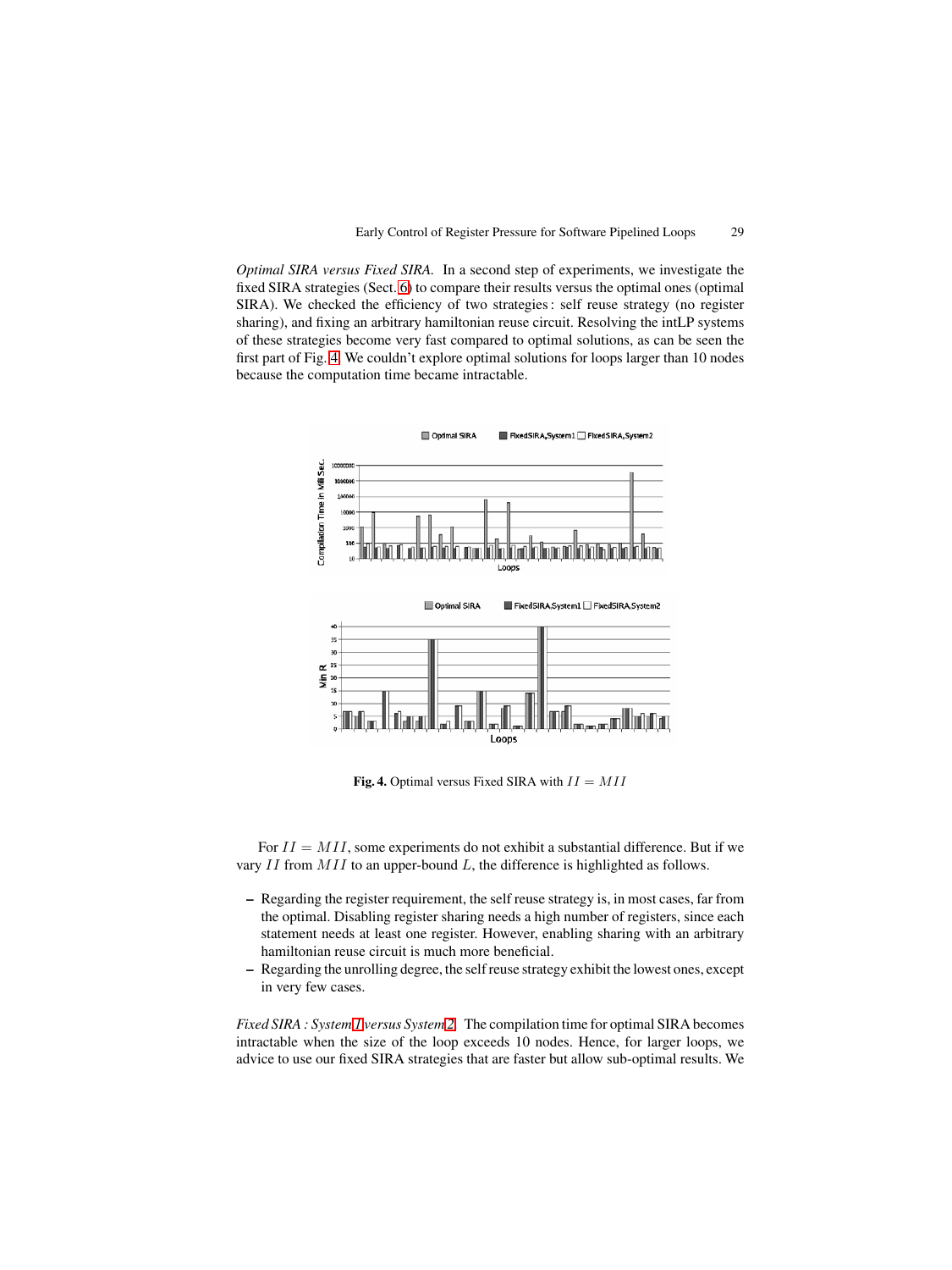*Optimal SIRA versus Fixed SIRA.* In a second step of experiments, we investigate the fixed SIRA strategies (Sect. 6) to compare their results versus the optimal ones (optimal SIRA). We checked the efficiency of two strategies : self reuse strategy (no register sharing), and fixing an arbitrary hamiltonian reuse circuit. Resolving the intLP systems of these strategies become very fast compared to optimal solutions, as can be seen the first part of Fig. 4. We couldn't explore optimal solutions for loops larger than 10 nodes because the computation time became intractable.

**Fig. 4.** Optimal versus Fixed SIRA with $II = MII$

For $II = MII$, some experiments do not exhibit a substantial difference. But if we vary $II$ from $MII$ to an upper-bound $L$, the difference is highlighted as follows.

- Regarding the register requirement, the self reuse strategy is, in most cases, far from the optimal. Disabling register sharing needs a high number of registers, since each statement needs at least one register. However, enabling sharing with an arbitrary hamiltonian reuse circuit is much more beneficial.
- Regarding the unrolling degree, the self reuse strategy exhibit the lowest ones, except in very few cases.

*Fixed SIRA : System 1 versus System 2.* The compilation time for optimal SIRA becomes intractable when the size of the loop exceeds 10 nodes. Hence, for larger loops, we advice to use our fixed SIRA strategies that are faster but allow sub-optimal results. We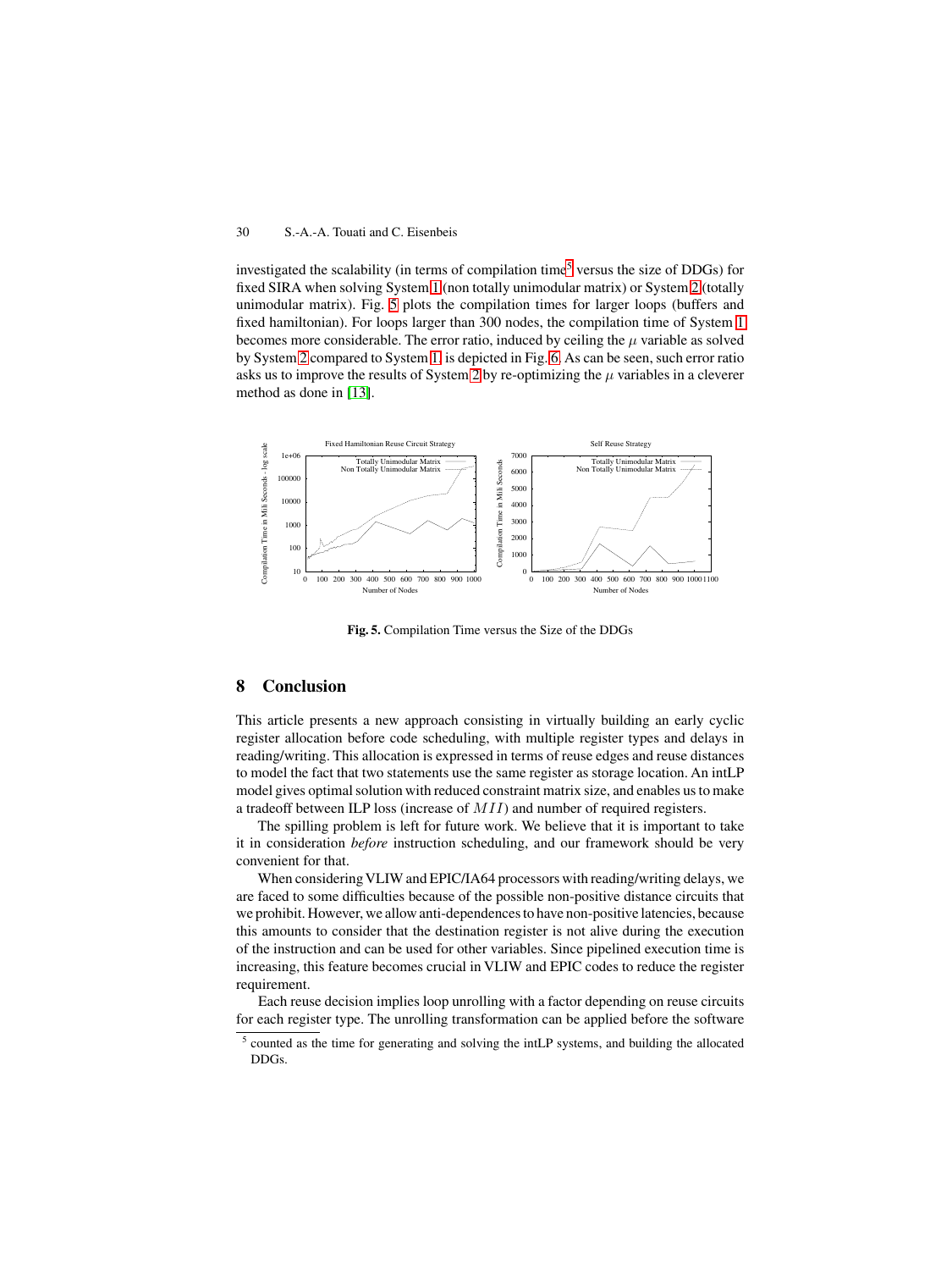investigated the scalability (in terms of compilation time[5] versus the size of DDGs) for fixed SIRA when solving System 1 (non totally unimodular matrix) or System 2 (totally unimodular matrix). Fig. 5 plots the compilation times for larger loops (buffers and fixed hamiltonian). For loops larger than 300 nodes, the compilation time of System 1 becomes more considerable. The error ratio, induced by ceiling the $\mu$ variable as solved by System 2 compared to System 1, is depicted in Fig. 6. As can be seen, such error ratio asks us to improve the results of System 2 by re-optimizing the $\mu$ variables in a cleverer method as done in [13].

**Fig. 5.** Compilation Time versus the Size of the DDGs

## 8 Conclusion

This article presents a new approach consisting in virtually building an early cyclic register allocation before code scheduling, with multiple register types and delays in reading/writing. This allocation is expressed in terms of reuse edges and reuse distances to model the fact that two statements use the same register as storage location. An intLP model gives optimal solution with reduced constraint matrix size, and enables us to make a tradeoff between ILP loss (increase of $MII$) and number of required registers.

The spilling problem is left for future work. We believe that it is important to take it in consideration *before* instruction scheduling, and our framework should be very convenient for that.

When considering VLIW and EPIC/IA64 processors with reading/writing delays, we are faced to some difficulties because of the possible non-positive distance circuits that we prohibit. However, we allow anti-dependences to have non-positive latencies, because this amounts to consider that the destination register is not alive during the execution of the instruction and can be used for other variables. Since pipelined execution time is increasing, this feature becomes crucial in VLIW and EPIC codes to reduce the register requirement.

Each reuse decision implies loop unrolling with a factor depending on reuse circuits for each register type. The unrolling transformation can be applied before the software

[5] counted as the time for generating and solving the intLP systems, and building the allocated DDGs.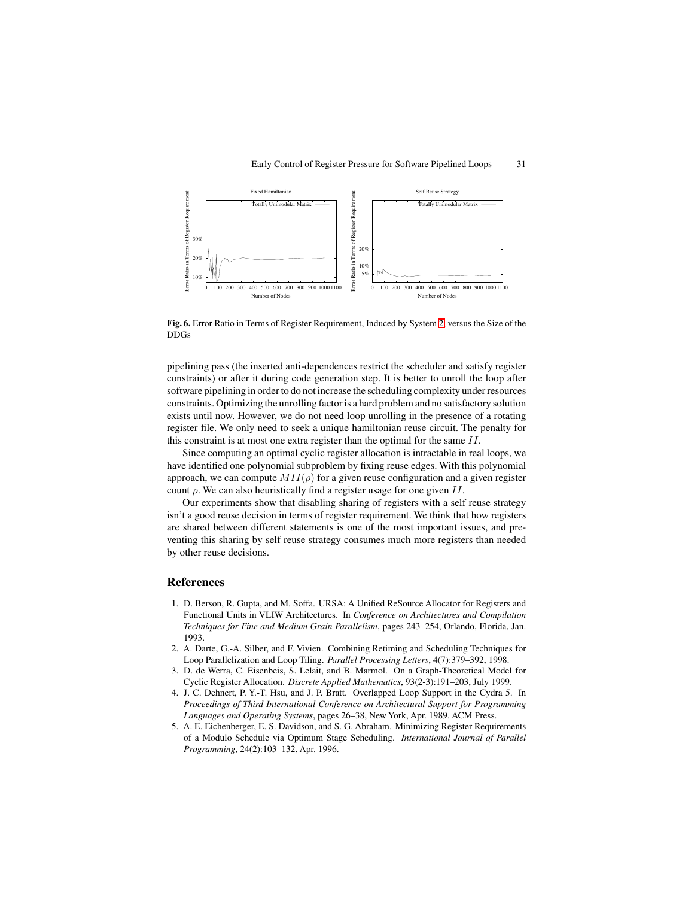Fig. 6. Error Ratio in Terms of Register Requirement, Induced by System 2, versus the Size of the DDGs

pipelining pass (the inserted anti-dependences restrict the scheduler and satisfy register constraints) or after it during code generation step. It is better to unroll the loop after software pipelining in order to do not increase the scheduling complexity under resources constraints. Optimizing the unrolling factor is a hard problem and no satisfactory solution exists until now. However, we do not need loop unrolling in the presence of a rotating register file. We only need to seek a unique hamiltonian reuse circuit. The penalty for this constraint is at most one extra register than the optimal for the same $II$.

Since computing an optimal cyclic register allocation is intractable in real loops, we have identified one polynomial subproblem by fixing reuse edges. With this polynomial approach, we can compute $MII(\rho)$ for a given reuse configuration and a given register count $\rho$. We can also heuristically find a register usage for one given $II$.

Our experiments show that disabling sharing of registers with a self reuse strategy isn't a good reuse decision in terms of register requirement. We think that how registers are shared between different statements is one of the most important issues, and preventing this sharing by self reuse strategy consumes much more registers than needed by other reuse decisions.

## References

1. D. Berson, R. Gupta, and M. Soffa. URSA: A Unified ReSource Allocator for Registers and Functional Units in VLIW Architectures. In *Conference on Architectures and Compilation Techniques for Fine and Medium Grain Parallelism*, pages 243–254, Orlando, Florida, Jan. 1993.
2. A. Darte, G.-A. Silber, and F. Vivien. Combining Retiming and Scheduling Techniques for Loop Parallelization and Loop Tiling. *Parallel Processing Letters*, 4(7):379–392, 1998.
3. D. de Werra, C. Eisenbeis, S. Lelait, and B. Marmol. On a Graph-Theoretical Model for Cyclic Register Allocation. *Discrete Applied Mathematics*, 93(2-3):191–203, July 1999.
4. J. C. Dehnert, P. Y.-T. Hsu, and J. P. Bratt. Overlapped Loop Support in the Cydra 5. In *Proceedings of Third International Conference on Architectural Support for Programming Languages and Operating Systems*, pages 26–38, New York, Apr. 1989. ACM Press.
5. A. E. Eichenberger, E. S. Davidson, and S. G. Abraham. Minimizing Register Requirements of a Modulo Schedule via Optimum Stage Scheduling. *International Journal of Parallel Programming*, 24(2):103–132, Apr. 1996.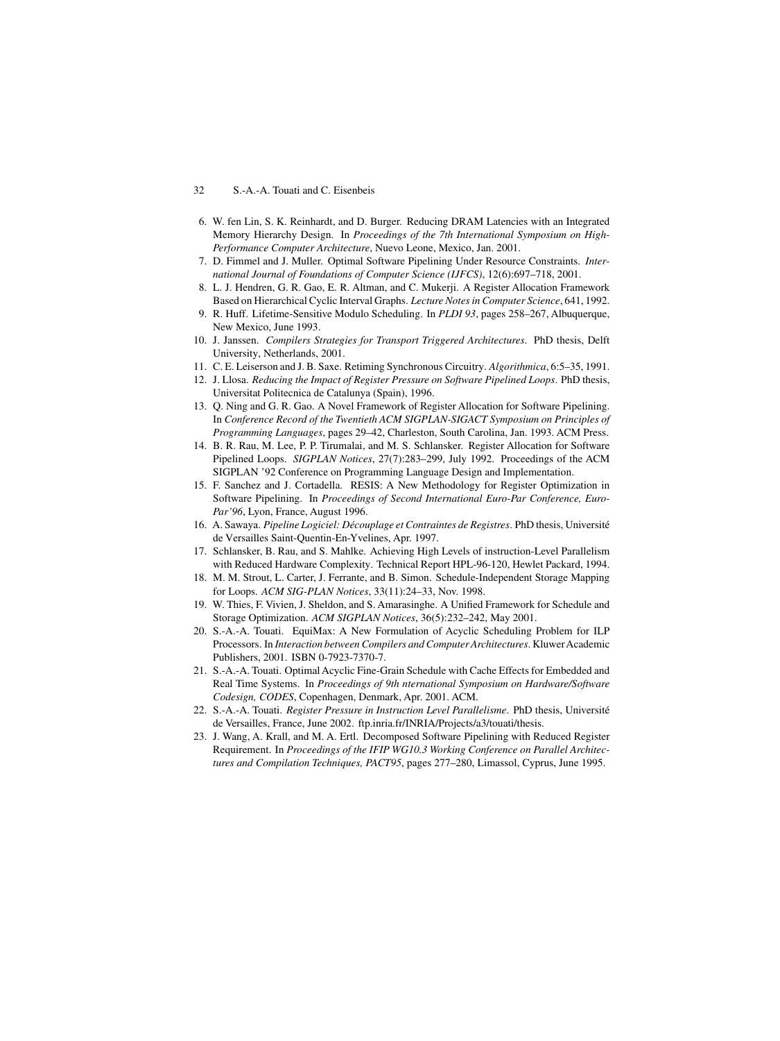6. W. fen Lin, S. K. Reinhardt, and D. Burger. Reducing DRAM Latencies with an Integrated Memory Hierarchy Design. In *Proceedings of the 7th International Symposium on High-Performance Computer Architecture*, Nuevo Leone, Mexico, Jan. 2001.
7. D. Fimmel and J. Muller. Optimal Software Pipelining Under Resource Constraints. *International Journal of Foundations of Computer Science (IJFCS)*, 12(6):697–718, 2001.
8. L. J. Hendren, G. R. Gao, E. R. Altman, and C. Mukerji. A Register Allocation Framework Based on Hierarchical Cyclic Interval Graphs. *Lecture Notes in Computer Science*, 641, 1992.
9. R. Huff. Lifetime-Sensitive Modulo Scheduling. In *PLDI 93*, pages 258–267, Albuquerque, New Mexico, June 1993.
10. J. Janssen. *Compilers Strategies for Transport Triggered Architectures*. PhD thesis, Delft University, Netherlands, 2001.
11. C. E. Leiserson and J. B. Saxe. Retiming Synchronous Circuitry. *Algorithmica*, 6:5–35, 1991.
12. J. Llosa. *Reducing the Impact of Register Pressure on Software Pipelined Loops*. PhD thesis, Universitat Politecnica de Catalunya (Spain), 1996.
13. Q. Ning and G. R. Gao. A Novel Framework of Register Allocation for Software Pipelining. In *Conference Record of the Twentieth ACM SIGPLAN-SIGACT Symposium on Principles of Programming Languages*, pages 29–42, Charleston, South Carolina, Jan. 1993. ACM Press.
14. B. R. Rau, M. Lee, P. P. Tirumalai, and M. S. Schlansker. Register Allocation for Software Pipelined Loops. *SIGPLAN Notices*, 27(7):283–299, July 1992. Proceedings of the ACM SIGPLAN '92 Conference on Programming Language Design and Implementation.
15. F. Sanchez and J. Cortadella. RESIS: A New Methodology for Register Optimization in Software Pipelining. In *Proceedings of Second International Euro-Par Conference, Euro-Par'96*, Lyon, France, August 1996.
16. A. Sawaya. *Pipeline Logiciel: Découplage et Contraintes de Registres*. PhD thesis, Université de Versailles Saint-Quentin-En-Yvelines, Apr. 1997.
17. Schlansker, B. Rau, and S. Mahlke. Achieving High Levels of instruction-Level Parallelism with Reduced Hardware Complexity. Technical Report HPL-96-120, Hewlet Packard, 1994.
18. M. M. Strout, L. Carter, J. Ferrante, and B. Simon. Schedule-Independent Storage Mapping for Loops. *ACM SIG-PLAN Notices*, 33(11):24–33, Nov. 1998.
19. W. Thies, F. Vivien, J. Sheldon, and S. Amarasinghe. A Unified Framework for Schedule and Storage Optimization. *ACM SIGPLAN Notices*, 36(5):232–242, May 2001.
20. S.-A.-A. Touati. EquiMax: A New Formulation of Acyclic Scheduling Problem for ILP Processors. In *Interaction between Compilers and Computer Architectures*. Kluwer Academic Publishers, 2001. ISBN 0-7923-7370-7.
21. S.-A.-A. Touati. Optimal Acyclic Fine-Grain Schedule with Cache Effects for Embedded and Real Time Systems. In *Proceedings of 9th nternational Symposium on Hardware/Software Codesign, CODES*, Copenhagen, Denmark, Apr. 2001. ACM.
22. S.-A.-A. Touati. *Register Pressure in Instruction Level Parallelisme*. PhD thesis, Université de Versailles, France, June 2002. ftp.inria.fr/INRIA/Projects/a3/touati/thesis.
23. J. Wang, A. Krall, and M. A. Ertl. Decomposed Software Pipelining with Reduced Register Requirement. In *Proceedings of the IFIP WG10.3 Working Conference on Parallel Architectures and Compilation Techniques, PACT95*, pages 277–280, Limassol, Cyprus, June 1995.